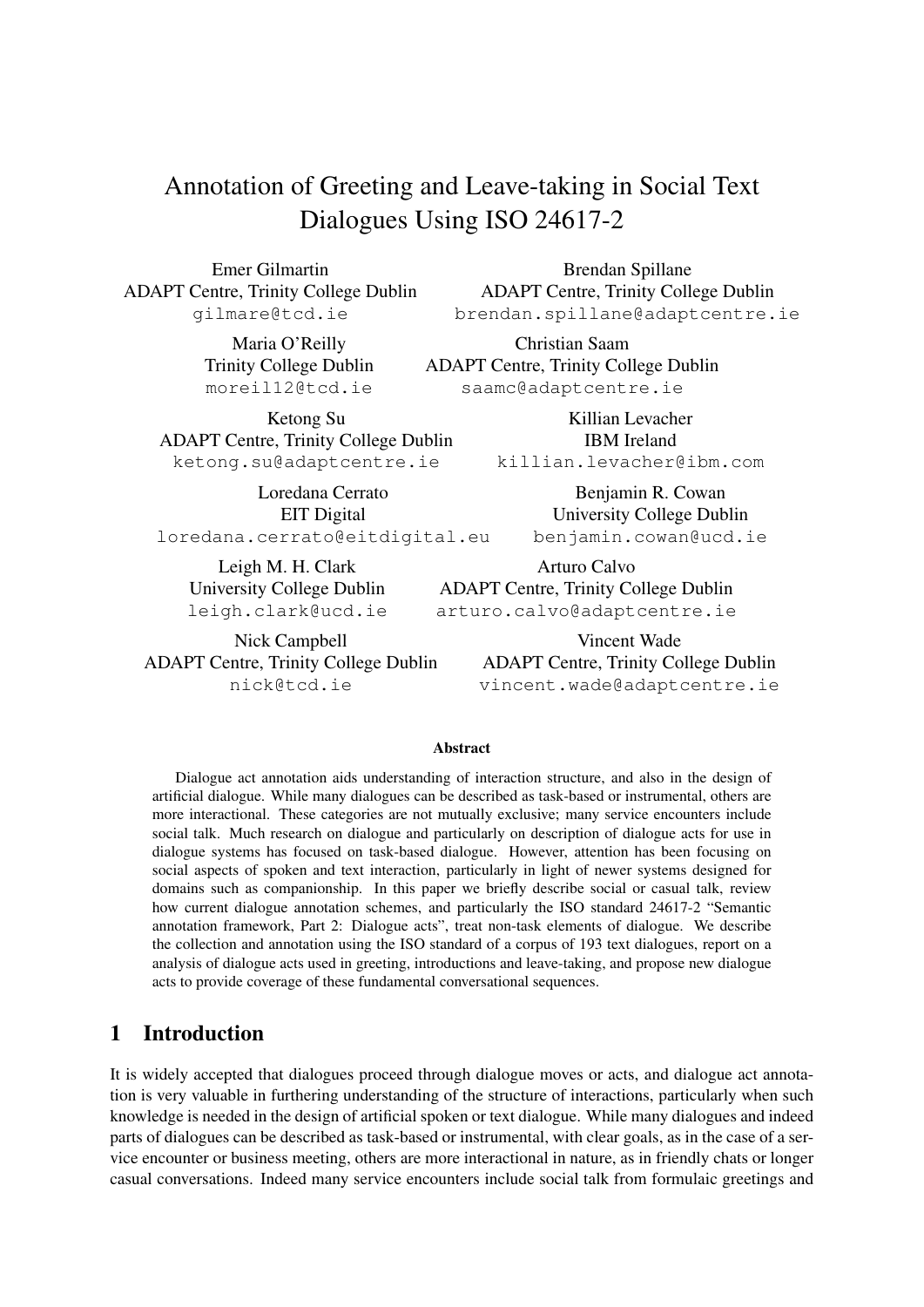# Annotation of Greeting and Leave-taking in Social Text Dialogues Using ISO 24617-2

Emer Gilmartin
ADAPT Centre, Trinity College Dublin
gilmare@tcd.ie

Brendan Spillane
ADAPT Centre, Trinity College Dublin
brendan.spillane@adaptcentre.ie

Maria O'Reilly
Trinity College Dublin
moreil12@tcd.ie

Christian Saam
ADAPT Centre, Trinity College Dublin
saamc@adaptcentre.ie

Ketong Su
ADAPT Centre, Trinity College Dublin
ketong.su@adaptcentre.ie

Killian Levacher
IBM Ireland
killian.levacher@ibm.com

Loredana Cerrato
EIT Digital
loredana.cerrato@eitdigital.eu

Benjamin R. Cowan
University College Dublin
benjamin.cowan@ucd.ie

Leigh M. H. Clark
University College Dublin
leigh.clark@ucd.ie

Arturo Calvo
ADAPT Centre, Trinity College Dublin
arturo.calvo@adaptcentre.ie

Nick Campbell
ADAPT Centre, Trinity College Dublin
nick@tcd.ie

Vincent Wade
ADAPT Centre, Trinity College Dublin
vincent.wade@adaptcentre.ie

**Abstract**

Dialogue act annotation aids understanding of interaction structure, and also in the design of artificial dialogue. While many dialogues can be described as task-based or instrumental, others are more interactional. These categories are not mutually exclusive; many service encounters include social talk. Much research on dialogue and particularly on description of dialogue acts for use in dialogue systems has focused on task-based dialogue. However, attention has been focusing on social aspects of spoken and text interaction, particularly in light of newer systems designed for domains such as companionship. In this paper we briefly describe social or casual talk, review how current dialogue annotation schemes, and particularly the ISO standard 24617-2 "Semantic annotation framework, Part 2: Dialogue acts", treat non-task elements of dialogue. We describe the collection and annotation using the ISO standard of a corpus of 193 text dialogues, report on a analysis of dialogue acts used in greeting, introductions and leave-taking, and propose new dialogue acts to provide coverage of these fundamental conversational sequences.

## 1 Introduction

It is widely accepted that dialogues proceed through dialogue moves or acts, and dialogue act annotation is very valuable in furthering understanding of the structure of interactions, particularly when such knowledge is needed in the design of artificial spoken or text dialogue. While many dialogues and indeed parts of dialogues can be described as task-based or instrumental, with clear goals, as in the case of a service encounter or business meeting, others are more interactional in nature, as in friendly chats or longer casual conversations. Indeed many service encounters include social talk from formulaic greetings and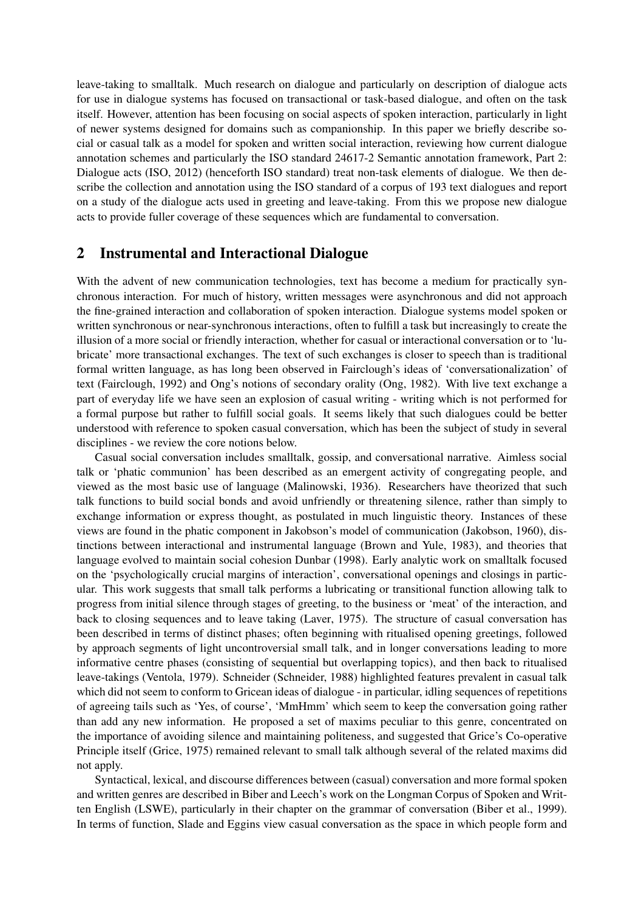leave-taking to smalltalk. Much research on dialogue and particularly on description of dialogue acts for use in dialogue systems has focused on transactional or task-based dialogue, and often on the task itself. However, attention has been focusing on social aspects of spoken interaction, particularly in light of newer systems designed for domains such as companionship. In this paper we briefly describe social or casual talk as a model for spoken and written social interaction, reviewing how current dialogue annotation schemes and particularly the ISO standard 24617-2 Semantic annotation framework, Part 2: Dialogue acts (ISO, 2012) (henceforth ISO standard) treat non-task elements of dialogue. We then describe the collection and annotation using the ISO standard of a corpus of 193 text dialogues and report on a study of the dialogue acts used in greeting and leave-taking. From this we propose new dialogue acts to provide fuller coverage of these sequences which are fundamental to conversation.

## 2 Instrumental and Interactional Dialogue

With the advent of new communication technologies, text has become a medium for practically synchronous interaction. For much of history, written messages were asynchronous and did not approach the fine-grained interaction and collaboration of spoken interaction. Dialogue systems model spoken or written synchronous or near-synchronous interactions, often to fulfill a task but increasingly to create the illusion of a more social or friendly interaction, whether for casual or interactional conversation or to 'lubricate' more transactional exchanges. The text of such exchanges is closer to speech than is traditional formal written language, as has long been observed in Fairclough's ideas of 'conversationalization' of text (Fairclough, 1992) and Ong's notions of secondary orality (Ong, 1982). With live text exchange a part of everyday life we have seen an explosion of casual writing - writing which is not performed for a formal purpose but rather to fulfill social goals. It seems likely that such dialogues could be better understood with reference to spoken casual conversation, which has been the subject of study in several disciplines - we review the core notions below.

Casual social conversation includes smalltalk, gossip, and conversational narrative. Aimless social talk or 'phatic communion' has been described as an emergent activity of congregating people, and viewed as the most basic use of language (Malinowski, 1936). Researchers have theorized that such talk functions to build social bonds and avoid unfriendly or threatening silence, rather than simply to exchange information or express thought, as postulated in much linguistic theory. Instances of these views are found in the phatic component in Jakobson's model of communication (Jakobson, 1960), distinctions between interactional and instrumental language (Brown and Yule, 1983), and theories that language evolved to maintain social cohesion Dunbar (1998). Early analytic work on smalltalk focused on the 'psychologically crucial margins of interaction', conversational openings and closings in particular. This work suggests that small talk performs a lubricating or transitional function allowing talk to progress from initial silence through stages of greeting, to the business or 'meat' of the interaction, and back to closing sequences and to leave taking (Laver, 1975). The structure of casual conversation has been described in terms of distinct phases; often beginning with ritualised opening greetings, followed by approach segments of light uncontroversial small talk, and in longer conversations leading to more informative centre phases (consisting of sequential but overlapping topics), and then back to ritualised leave-takings (Ventola, 1979). Schneider (Schneider, 1988) highlighted features prevalent in casual talk which did not seem to conform to Gricean ideas of dialogue - in particular, idling sequences of repetitions of agreeing tails such as 'Yes, of course', 'MmHmm' which seem to keep the conversation going rather than add any new information. He proposed a set of maxims peculiar to this genre, concentrated on the importance of avoiding silence and maintaining politeness, and suggested that Grice's Co-operative Principle itself (Grice, 1975) remained relevant to small talk although several of the related maxims did not apply.

Syntactical, lexical, and discourse differences between (casual) conversation and more formal spoken and written genres are described in Biber and Leech's work on the Longman Corpus of Spoken and Written English (LSWE), particularly in their chapter on the grammar of conversation (Biber et al., 1999). In terms of function, Slade and Eggins view casual conversation as the space in which people form and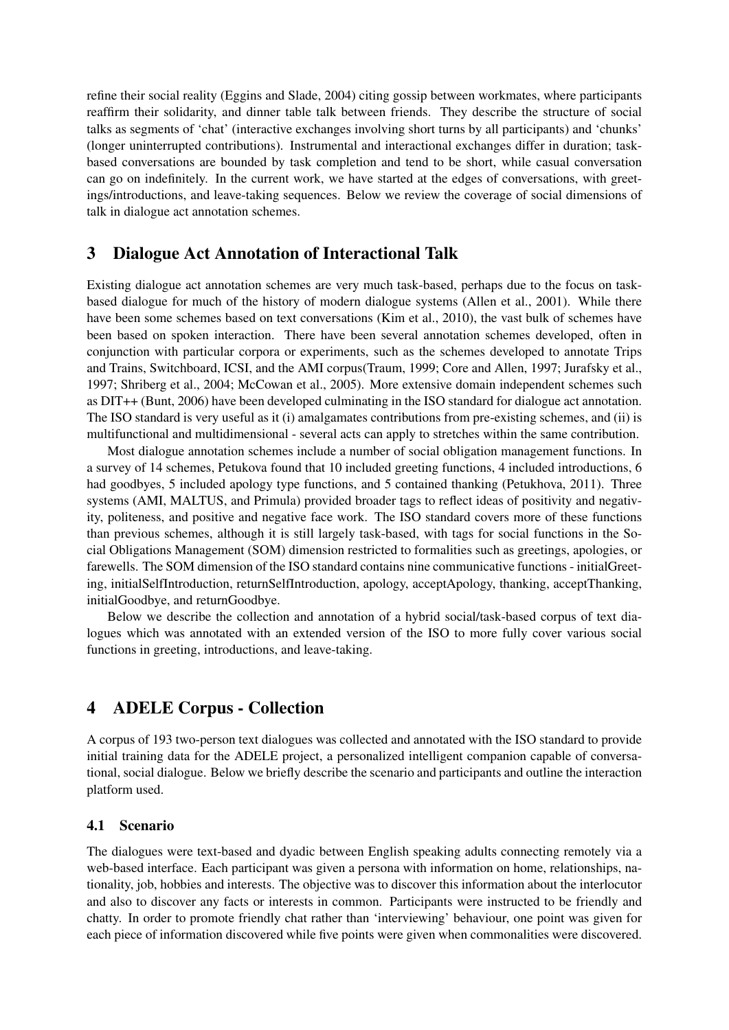refine their social reality (Eggins and Slade, 2004) citing gossip between workmates, where participants reaffirm their solidarity, and dinner table talk between friends. They describe the structure of social talks as segments of 'chat' (interactive exchanges involving short turns by all participants) and 'chunks' (longer uninterrupted contributions). Instrumental and interactional exchanges differ in duration; task-based conversations are bounded by task completion and tend to be short, while casual conversation can go on indefinitely. In the current work, we have started at the edges of conversations, with greetings/introductions, and leave-taking sequences. Below we review the coverage of social dimensions of talk in dialogue act annotation schemes.

## 3 Dialogue Act Annotation of Interactional Talk

Existing dialogue act annotation schemes are very much task-based, perhaps due to the focus on task-based dialogue for much of the history of modern dialogue systems (Allen et al., 2001). While there have been some schemes based on text conversations (Kim et al., 2010), the vast bulk of schemes have been based on spoken interaction. There have been several annotation schemes developed, often in conjunction with particular corpora or experiments, such as the schemes developed to annotate Trips and Trains, Switchboard, ICSI, and the AMI corpus(Traum, 1999; Core and Allen, 1997; Jurafsky et al., 1997; Shriberg et al., 2004; McCowan et al., 2005). More extensive domain independent schemes such as DIT++ (Bunt, 2006) have been developed culminating in the ISO standard for dialogue act annotation. The ISO standard is very useful as it (i) amalgamates contributions from pre-existing schemes, and (ii) is multifunctional and multidimensional - several acts can apply to stretches within the same contribution.

Most dialogue annotation schemes include a number of social obligation management functions. In a survey of 14 schemes, Petukova found that 10 included greeting functions, 4 included introductions, 6 had goodbyes, 5 included apology type functions, and 5 contained thanking (Petukhova, 2011). Three systems (AMI, MALTUS, and Primula) provided broader tags to reflect ideas of positivity and negativity, politeness, and positive and negative face work. The ISO standard covers more of these functions than previous schemes, although it is still largely task-based, with tags for social functions in the Social Obligations Management (SOM) dimension restricted to formalities such as greetings, apologies, or farewells. The SOM dimension of the ISO standard contains nine communicative functions - initialGreeting, initialSelfIntroduction, returnSelfIntroduction, apology, acceptApology, thanking, acceptThanking, initialGoodbye, and returnGoodbye.

Below we describe the collection and annotation of a hybrid social/task-based corpus of text dialogues which was annotated with an extended version of the ISO to more fully cover various social functions in greeting, introductions, and leave-taking.

## 4 ADELE Corpus - Collection

A corpus of 193 two-person text dialogues was collected and annotated with the ISO standard to provide initial training data for the ADELE project, a personalized intelligent companion capable of conversational, social dialogue. Below we briefly describe the scenario and participants and outline the interaction platform used.

### 4.1 Scenario

The dialogues were text-based and dyadic between English speaking adults connecting remotely via a web-based interface. Each participant was given a persona with information on home, relationships, nationality, job, hobbies and interests. The objective was to discover this information about the interlocutor and also to discover any facts or interests in common. Participants were instructed to be friendly and chatty. In order to promote friendly chat rather than 'interviewing' behaviour, one point was given for each piece of information discovered while five points were given when commonalities were discovered.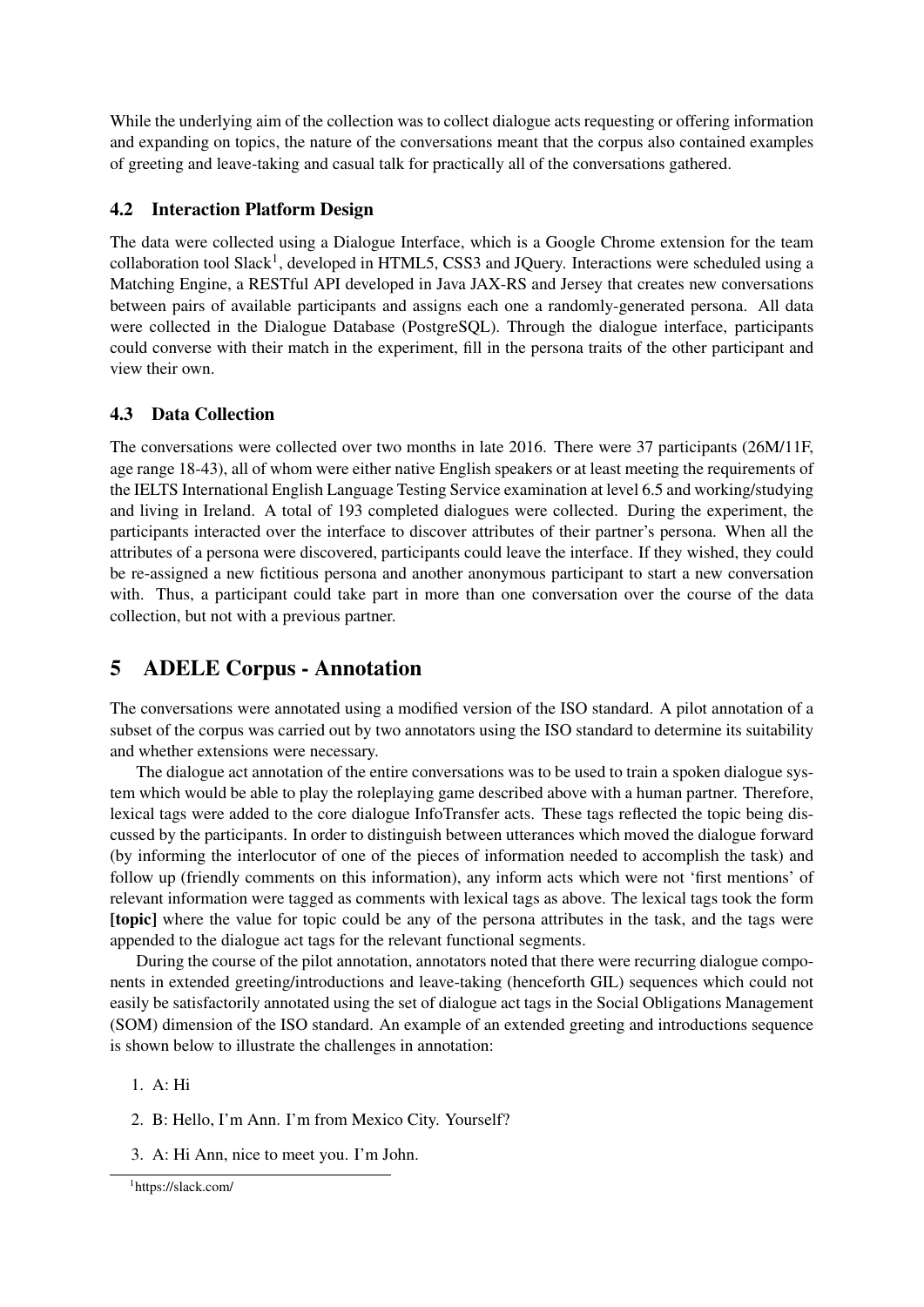While the underlying aim of the collection was to collect dialogue acts requesting or offering information and expanding on topics, the nature of the conversations meant that the corpus also contained examples of greeting and leave-taking and casual talk for practically all of the conversations gathered.

### 4.2 Interaction Platform Design

The data were collected using a Dialogue Interface, which is a Google Chrome extension for the team collaboration tool Slack[1], developed in HTML5, CSS3 and JQuery. Interactions were scheduled using a Matching Engine, a RESTful API developed in Java JAX-RS and Jersey that creates new conversations between pairs of available participants and assigns each one a randomly-generated persona. All data were collected in the Dialogue Database (PostgreSQL). Through the dialogue interface, participants could converse with their match in the experiment, fill in the persona traits of the other participant and view their own.

### 4.3 Data Collection

The conversations were collected over two months in late 2016. There were 37 participants (26M/11F, age range 18-43), all of whom were either native English speakers or at least meeting the requirements of the IELTS International English Language Testing Service examination at level 6.5 and working/studying and living in Ireland. A total of 193 completed dialogues were collected. During the experiment, the participants interacted over the interface to discover attributes of their partner's persona. When all the attributes of a persona were discovered, participants could leave the interface. If they wished, they could be re-assigned a new fictitious persona and another anonymous participant to start a new conversation with. Thus, a participant could take part in more than one conversation over the course of the data collection, but not with a previous partner.

## 5 ADELE Corpus - Annotation

The conversations were annotated using a modified version of the ISO standard. A pilot annotation of a subset of the corpus was carried out by two annotators using the ISO standard to determine its suitability and whether extensions were necessary.

The dialogue act annotation of the entire conversations was to be used to train a spoken dialogue system which would be able to play the roleplaying game described above with a human partner. Therefore, lexical tags were added to the core dialogue InfoTransfer acts. These tags reflected the topic being discussed by the participants. In order to distinguish between utterances which moved the dialogue forward (by informing the interlocutor of one of the pieces of information needed to accomplish the task) and follow up (friendly comments on this information), any inform acts which were not 'first mentions' of relevant information were tagged as comments with lexical tags as above. The lexical tags took the form **[topic]** where the value for topic could be any of the persona attributes in the task, and the tags were appended to the dialogue act tags for the relevant functional segments.

During the course of the pilot annotation, annotators noted that there were recurring dialogue components in extended greeting/introductions and leave-taking (henceforth GIL) sequences which could not easily be satisfactorily annotated using the set of dialogue act tags in the Social Obligations Management (SOM) dimension of the ISO standard. An example of an extended greeting and introductions sequence is shown below to illustrate the challenges in annotation:

1. A: Hi
2. B: Hello, I'm Ann. I'm from Mexico City. Yourself?
3. A: Hi Ann, nice to meet you. I'm John.

[1] https://slack.com/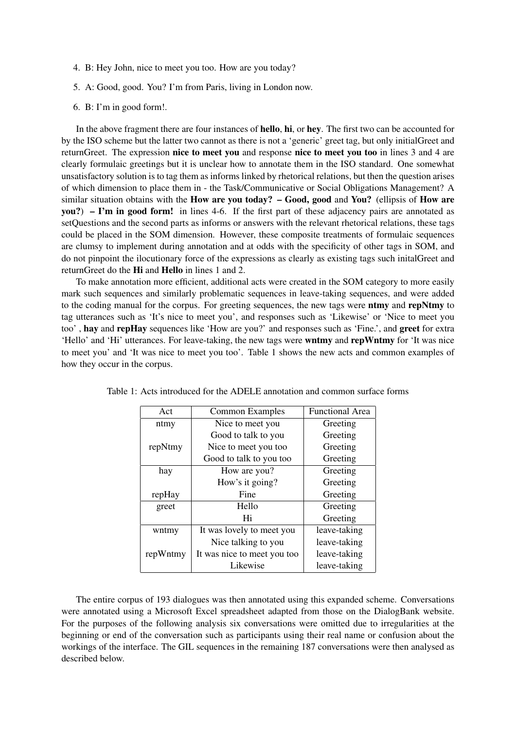4. B: Hey John, nice to meet you too. How are you today?

5. A: Good, good. You? I'm from Paris, living in London now.

6. B: I'm in good form!.

In the above fragment there are four instances of **hello**, **hi**, or **hey**. The first two can be accounted for by the ISO scheme but the latter two cannot as there is not a 'generic' greet tag, but only initialGreet and returnGreet. The expression **nice to meet you** and response **nice to meet you too** in lines 3 and 4 are clearly formulaic greetings but it is unclear how to annotate them in the ISO standard. One somewhat unsatisfactory solution is to tag them as informs linked by rhetorical relations, but then the question arises of which dimension to place them in - the Task/Communicative or Social Obligations Management? A similar situation obtains with the **How are you today? – Good, good** and **You?** (ellipsis of **How are you?**) **– I'm in good form!** in lines 4-6. If the first part of these adjacency pairs are annotated as setQuestions and the second parts as informs or answers with the relevant rhetorical relations, these tags could be placed in the SOM dimension. However, these composite treatments of formulaic sequences are clumsy to implement during annotation and at odds with the specificity of other tags in SOM, and do not pinpoint the ilocutionary force of the expressions as clearly as existing tags such initalGreet and returnGreet do the **Hi** and **Hello** in lines 1 and 2.

To make annotation more efficient, additional acts were created in the SOM category to more easily mark such sequences and similarly problematic sequences in leave-taking sequences, and were added to the coding manual for the corpus. For greeting sequences, the new tags were **ntmy** and **repNtmy** to tag utterances such as 'It's nice to meet you', and responses such as 'Likewise' or 'Nice to meet you too' , **hay** and **repHay** sequences like 'How are you?' and responses such as 'Fine.', and **greet** for extra 'Hello' and 'Hi' utterances. For leave-taking, the new tags were **wntmy** and **repWntmy** for 'It was nice to meet you' and 'It was nice to meet you too'. Table 1 shows the new acts and common examples of how they occur in the corpus.

Table 1: Acts introduced for the ADELE annotation and common surface forms

| Act | Common Examples | Functional Area |
|---|---|---|
| ntmy | Nice to meet you | Greeting |
| | Good to talk to you | Greeting |
| repNtmy | Nice to meet you too | Greeting |
| | Good to talk to you too | Greeting |
| hay | How are you? | Greeting |
| | How's it going? | Greeting |
| repHay | Fine | Greeting |
| greet | Hello | Greeting |
| | Hi | Greeting |
| wntmy | It was lovely to meet you | leave-taking |
| | Nice talking to you | leave-taking |
| repWntmy | It was nice to meet you too | leave-taking |
| | Likewise | leave-taking |

The entire corpus of 193 dialogues was then annotated using this expanded scheme. Conversations were annotated using a Microsoft Excel spreadsheet adapted from those on the DialogBank website. For the purposes of the following analysis six conversations were omitted due to irregularities at the beginning or end of the conversation such as participants using their real name or confusion about the workings of the interface. The GIL sequences in the remaining 187 conversations were then analysed as described below.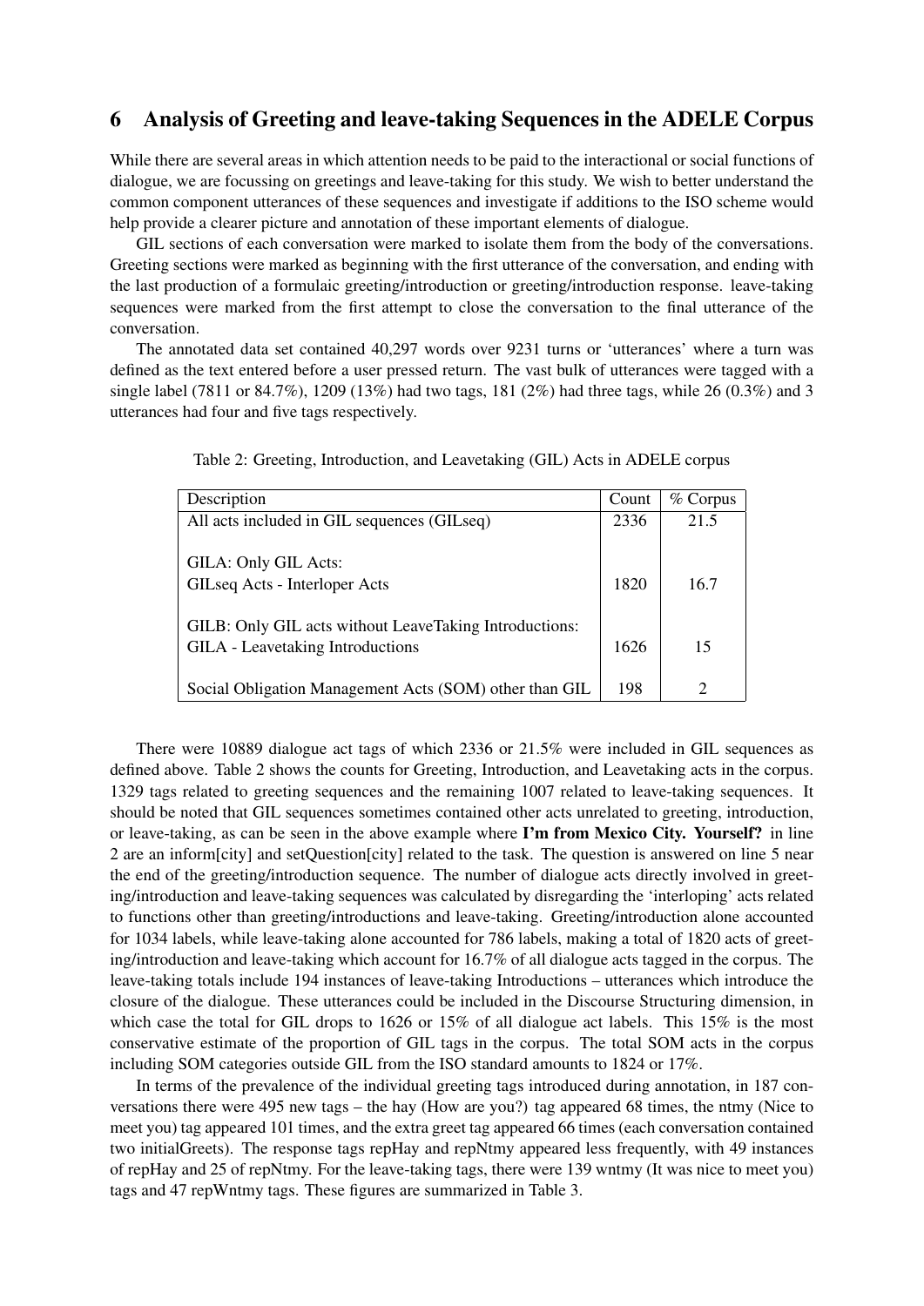## 6 Analysis of Greeting and leave-taking Sequences in the ADELE Corpus

While there are several areas in which attention needs to be paid to the interactional or social functions of dialogue, we are focussing on greetings and leave-taking for this study. We wish to better understand the common component utterances of these sequences and investigate if additions to the ISO scheme would help provide a clearer picture and annotation of these important elements of dialogue.

GIL sections of each conversation were marked to isolate them from the body of the conversations. Greeting sections were marked as beginning with the first utterance of the conversation, and ending with the last production of a formulaic greeting/introduction or greeting/introduction response. leave-taking sequences were marked from the first attempt to close the conversation to the final utterance of the conversation.

The annotated data set contained 40,297 words over 9231 turns or 'utterances' where a turn was defined as the text entered before a user pressed return. The vast bulk of utterances were tagged with a single label (7811 or 84.7%), 1209 (13%) had two tags, 181 (2%) had three tags, while 26 (0.3%) and 3 utterances had four and five tags respectively.

Table 2: Greeting, Introduction, and Leavetaking (GIL) Acts in ADELE corpus

| Description | Count | % Corpus |
|---|---|---|
| All acts included in GIL sequences (GILseq) | 2336 | 21.5 |
| GILA: Only GIL Acts:<br>GILseq Acts - Interloper Acts | 1820 | 16.7 |
| GILB: Only GIL acts without LeaveTaking Introductions:<br>GILA - Leavetaking Introductions | 1626 | 15 |
| Social Obligation Management Acts (SOM) other than GIL | 198 | 2 |

There were 10889 dialogue act tags of which 2336 or 21.5% were included in GIL sequences as defined above. Table 2 shows the counts for Greeting, Introduction, and Leavetaking acts in the corpus. 1329 tags related to greeting sequences and the remaining 1007 related to leave-taking sequences. It should be noted that GIL sequences sometimes contained other acts unrelated to greeting, introduction, or leave-taking, as can be seen in the above example where **I'm from Mexico City. Yourself?** in line 2 are an inform[city] and setQuestion[city] related to the task. The question is answered on line 5 near the end of the greeting/introduction sequence. The number of dialogue acts directly involved in greeting/introduction and leave-taking sequences was calculated by disregarding the 'interloping' acts related to functions other than greeting/introductions and leave-taking. Greeting/introduction alone accounted for 1034 labels, while leave-taking alone accounted for 786 labels, making a total of 1820 acts of greeting/introduction and leave-taking which account for 16.7% of all dialogue acts tagged in the corpus. The leave-taking totals include 194 instances of leave-taking Introductions – utterances which introduce the closure of the dialogue. These utterances could be included in the Discourse Structuring dimension, in which case the total for GIL drops to 1626 or 15% of all dialogue act labels. This 15% is the most conservative estimate of the proportion of GIL tags in the corpus. The total SOM acts in the corpus including SOM categories outside GIL from the ISO standard amounts to 1824 or 17%.

In terms of the prevalence of the individual greeting tags introduced during annotation, in 187 conversations there were 495 new tags – the hay (How are you?) tag appeared 68 times, the ntmy (Nice to meet you) tag appeared 101 times, and the extra greet tag appeared 66 times (each conversation contained two initialGreets). The response tags repHay and repNtmy appeared less frequently, with 49 instances of repHay and 25 of repNtmy. For the leave-taking tags, there were 139 wntmy (It was nice to meet you) tags and 47 repWntmy tags. These figures are summarized in Table 3.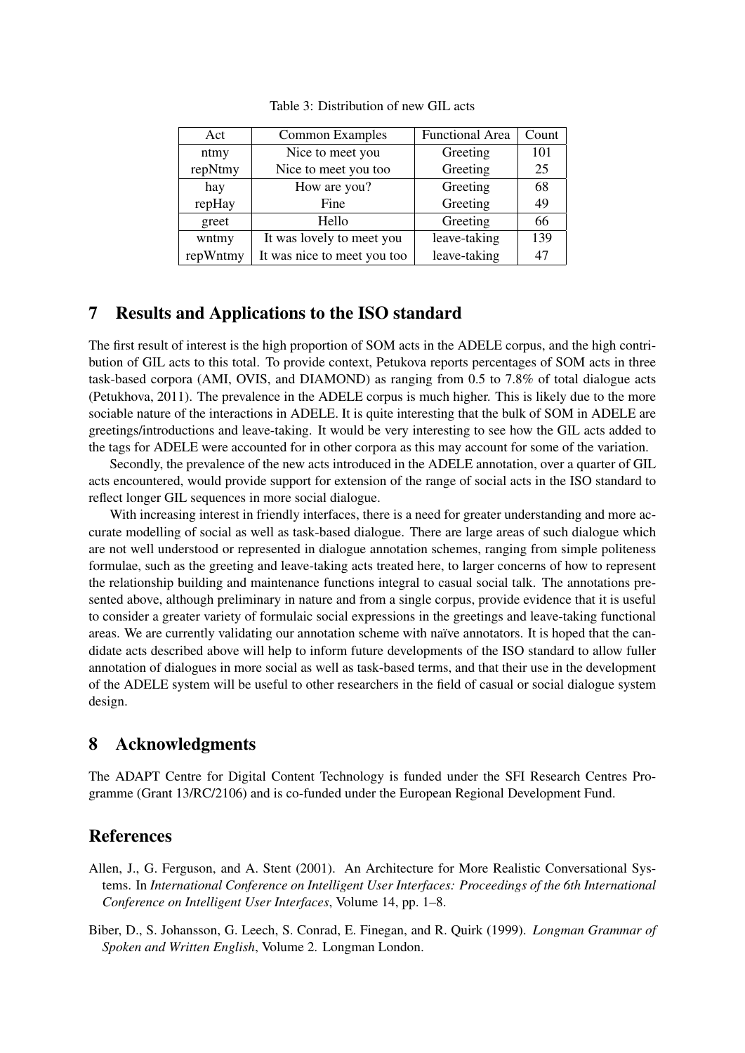Table 3: Distribution of new GIL acts

| Act | Common Examples | Functional Area | Count |
|---|---|---|---|
| ntmy | Nice to meet you | Greeting | 101 |
| repNtmy | Nice to meet you too | Greeting | 25 |
| hay | How are you? | Greeting | 68 |
| repHay | Fine | Greeting | 49 |
| greet | Hello | Greeting | 66 |
| wntmy | It was lovely to meet you | leave-taking | 139 |
| repWntmy | It was nice to meet you too | leave-taking | 47 |

## 7 Results and Applications to the ISO standard

The first result of interest is the high proportion of SOM acts in the ADELE corpus, and the high contribution of GIL acts to this total. To provide context, Petukova reports percentages of SOM acts in three task-based corpora (AMI, OVIS, and DIAMOND) as ranging from 0.5 to 7.8% of total dialogue acts (Petukhova, 2011). The prevalence in the ADELE corpus is much higher. This is likely due to the more sociable nature of the interactions in ADELE. It is quite interesting that the bulk of SOM in ADELE are greetings/introductions and leave-taking. It would be very interesting to see how the GIL acts added to the tags for ADELE were accounted for in other corpora as this may account for some of the variation.

Secondly, the prevalence of the new acts introduced in the ADELE annotation, over a quarter of GIL acts encountered, would provide support for extension of the range of social acts in the ISO standard to reflect longer GIL sequences in more social dialogue.

With increasing interest in friendly interfaces, there is a need for greater understanding and more accurate modelling of social as well as task-based dialogue. There are large areas of such dialogue which are not well understood or represented in dialogue annotation schemes, ranging from simple politeness formulae, such as the greeting and leave-taking acts treated here, to larger concerns of how to represent the relationship building and maintenance functions integral to casual social talk. The annotations presented above, although preliminary in nature and from a single corpus, provide evidence that it is useful to consider a greater variety of formulaic social expressions in the greetings and leave-taking functional areas. We are currently validating our annotation scheme with naïve annotators. It is hoped that the candidate acts described above will help to inform future developments of the ISO standard to allow fuller annotation of dialogues in more social as well as task-based terms, and that their use in the development of the ADELE system will be useful to other researchers in the field of casual or social dialogue system design.

## 8 Acknowledgments

The ADAPT Centre for Digital Content Technology is funded under the SFI Research Centres Programme (Grant 13/RC/2106) and is co-funded under the European Regional Development Fund.

## References

Allen, J., G. Ferguson, and A. Stent (2001). An Architecture for More Realistic Conversational Systems. In *International Conference on Intelligent User Interfaces: Proceedings of the 6th International Conference on Intelligent User Interfaces*, Volume 14, pp. 1–8.

Biber, D., S. Johansson, G. Leech, S. Conrad, E. Finegan, and R. Quirk (1999). *Longman Grammar of Spoken and Written English*, Volume 2. Longman London.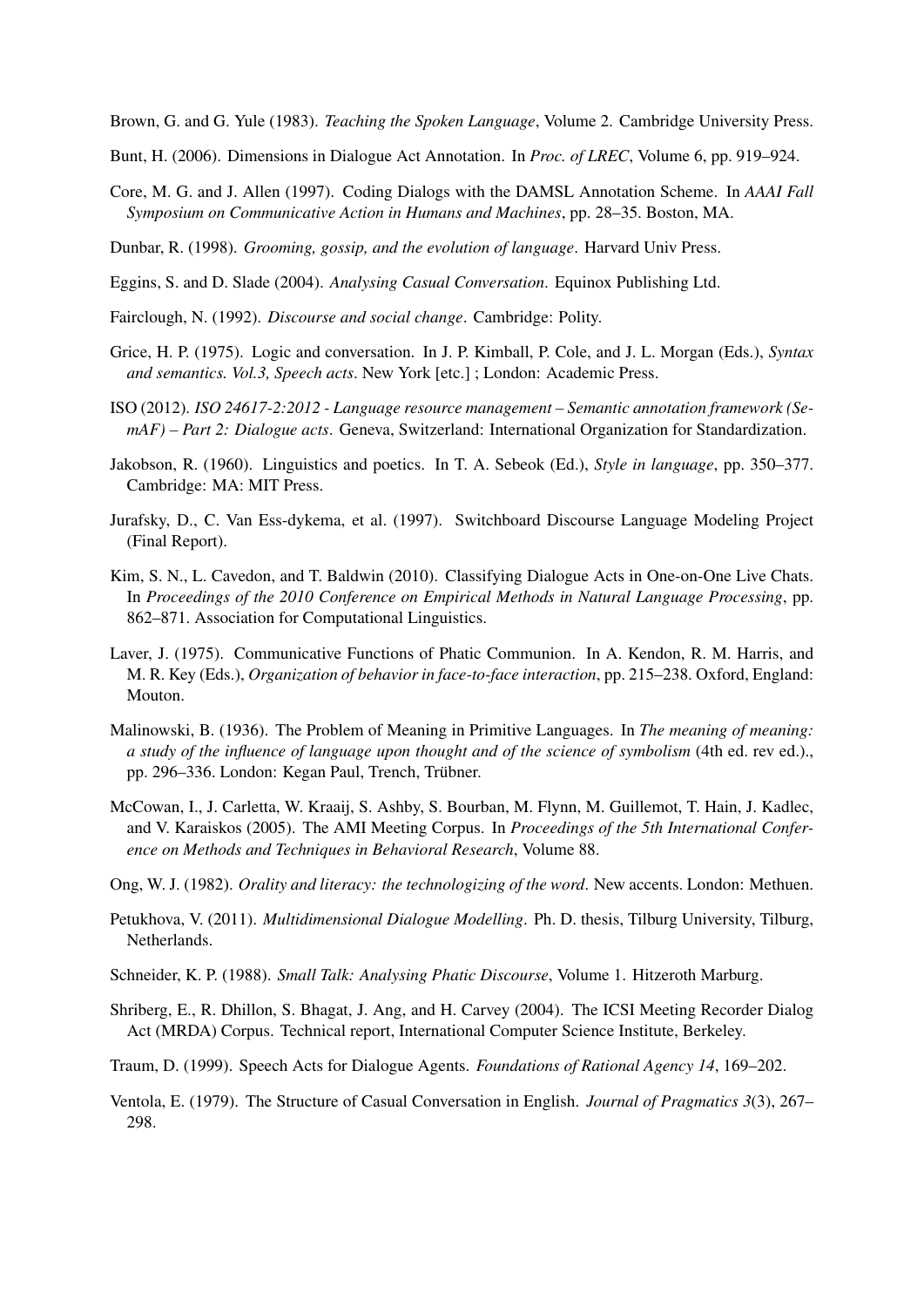Brown, G. and G. Yule (1983). *Teaching the Spoken Language*, Volume 2. Cambridge University Press.

Bunt, H. (2006). Dimensions in Dialogue Act Annotation. In *Proc. of LREC*, Volume 6, pp. 919–924.

Core, M. G. and J. Allen (1997). Coding Dialogs with the DAMSL Annotation Scheme. In *AAAI Fall Symposium on Communicative Action in Humans and Machines*, pp. 28–35. Boston, MA.

Dunbar, R. (1998). *Grooming, gossip, and the evolution of language*. Harvard Univ Press.

Eggins, S. and D. Slade (2004). *Analysing Casual Conversation*. Equinox Publishing Ltd.

Fairclough, N. (1992). *Discourse and social change*. Cambridge: Polity.

Grice, H. P. (1975). Logic and conversation. In J. P. Kimball, P. Cole, and J. L. Morgan (Eds.), *Syntax and semantics. Vol.3, Speech acts*. New York [etc.] ; London: Academic Press.

ISO (2012). *ISO 24617-2:2012 - Language resource management – Semantic annotation framework (SemAF) – Part 2: Dialogue acts*. Geneva, Switzerland: International Organization for Standardization.

Jakobson, R. (1960). Linguistics and poetics. In T. A. Sebeok (Ed.), *Style in language*, pp. 350–377. Cambridge: MA: MIT Press.

Jurafsky, D., C. Van Ess-dykema, et al. (1997). Switchboard Discourse Language Modeling Project (Final Report).

Kim, S. N., L. Cavedon, and T. Baldwin (2010). Classifying Dialogue Acts in One-on-One Live Chats. In *Proceedings of the 2010 Conference on Empirical Methods in Natural Language Processing*, pp. 862–871. Association for Computational Linguistics.

Laver, J. (1975). Communicative Functions of Phatic Communion. In A. Kendon, R. M. Harris, and M. R. Key (Eds.), *Organization of behavior in face-to-face interaction*, pp. 215–238. Oxford, England: Mouton.

Malinowski, B. (1936). The Problem of Meaning in Primitive Languages. In *The meaning of meaning: a study of the influence of language upon thought and of the science of symbolism* (4th ed. rev ed.)., pp. 296–336. London: Kegan Paul, Trench, Trübner.

McCowan, I., J. Carletta, W. Kraaij, S. Ashby, S. Bourban, M. Flynn, M. Guillemot, T. Hain, J. Kadlec, and V. Karaiskos (2005). The AMI Meeting Corpus. In *Proceedings of the 5th International Conference on Methods and Techniques in Behavioral Research*, Volume 88.

Ong, W. J. (1982). *Orality and literacy: the technologizing of the word*. New accents. London: Methuen.

Petukhova, V. (2011). *Multidimensional Dialogue Modelling*. Ph. D. thesis, Tilburg University, Tilburg, Netherlands.

Schneider, K. P. (1988). *Small Talk: Analysing Phatic Discourse*, Volume 1. Hitzeroth Marburg.

Shriberg, E., R. Dhillon, S. Bhagat, J. Ang, and H. Carvey (2004). The ICSI Meeting Recorder Dialog Act (MRDA) Corpus. Technical report, International Computer Science Institute, Berkeley.

Traum, D. (1999). Speech Acts for Dialogue Agents. *Foundations of Rational Agency 14*, 169–202.

Ventola, E. (1979). The Structure of Casual Conversation in English. *Journal of Pragmatics 3*(3), 267–298.